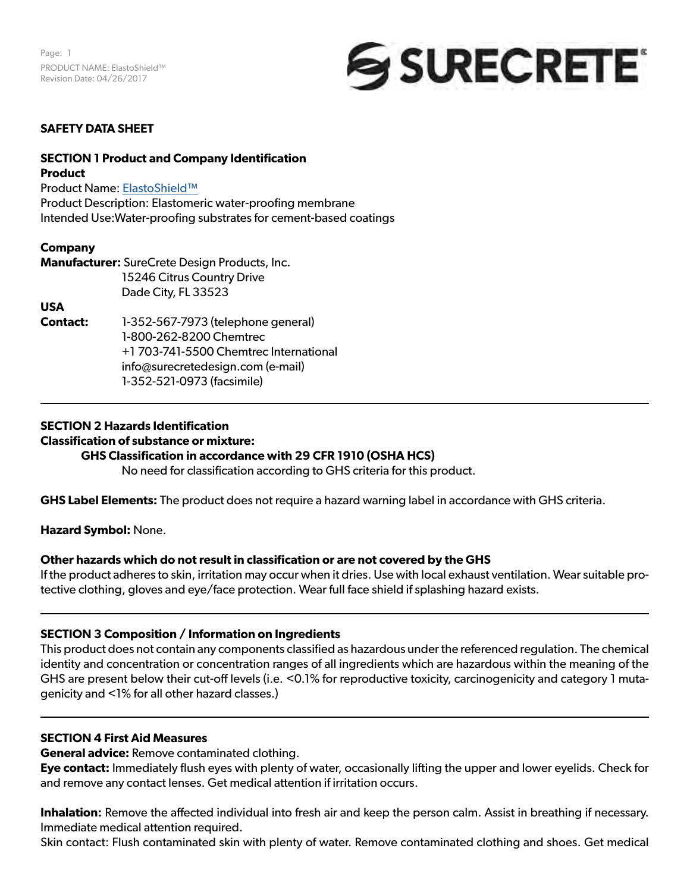# SAFETY DATA SHEET

## SECTION 1 Product and Company Identification

**Product**

Product Name: ElastoShield™
Product Description: Elastomeric water-proofing membrane
Intended Use:Water-proofing substrates for cement-based coatings

**Company**

**Manufacturer:** SureCrete Design Products, Inc.
15246 Citrus Country Drive
Dade City, FL 33523

**USA**

**Contact:** 1-352-567-7973 (telephone general)
1-800-262-8200 Chemtrec
+1 703-741-5500 Chemtrec International
info@surecretedesign.com (e-mail)
1-352-521-0973 (facsimile)

---

## SECTION 2 Hazards Identification

**Classification of substance or mixture:**

**GHS Classification in accordance with 29 CFR 1910 (OSHA HCS)**

No need for classification according to GHS criteria for this product.

**GHS Label Elements:** The product does not require a hazard warning label in accordance with GHS criteria.

**Hazard Symbol:** None.

**Other hazards which do not result in classification or are not covered by the GHS**

If the product adheres to skin, irritation may occur when it dries. Use with local exhaust ventilation. Wear suitable protective clothing, gloves and eye/face protection. Wear full face shield if splashing hazard exists.

---

## SECTION 3 Composition / Information on Ingredients

This product does not contain any components classified as hazardous under the referenced regulation. The chemical identity and concentration or concentration ranges of all ingredients which are hazardous within the meaning of the GHS are present below their cut-off levels (i.e. <0.1% for reproductive toxicity, carcinogenicity and category 1 mutagenicity and <1% for all other hazard classes.)

---

## SECTION 4 First Aid Measures

**General advice:** Remove contaminated clothing.

**Eye contact:** Immediately flush eyes with plenty of water, occasionally lifting the upper and lower eyelids. Check for and remove any contact lenses. Get medical attention if irritation occurs.

**Inhalation:** Remove the affected individual into fresh air and keep the person calm. Assist in breathing if necessary. Immediate medical attention required.

Skin contact: Flush contaminated skin with plenty of water. Remove contaminated clothing and shoes. Get medical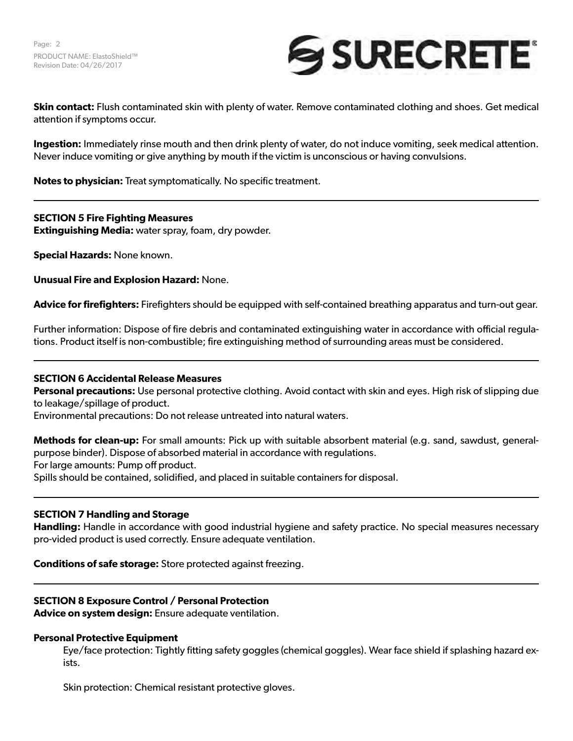**Skin contact:** Flush contaminated skin with plenty of water. Remove contaminated clothing and shoes. Get medical attention if symptoms occur.

**Ingestion:** Immediately rinse mouth and then drink plenty of water, do not induce vomiting, seek medical attention. Never induce vomiting or give anything by mouth if the victim is unconscious or having convulsions.

**Notes to physician:** Treat symptomatically. No specific treatment.

---

## SECTION 5 Fire Fighting Measures

**Extinguishing Media:** water spray, foam, dry powder.

**Special Hazards:** None known.

**Unusual Fire and Explosion Hazard:** None.

**Advice for firefighters:** Firefighters should be equipped with self-contained breathing apparatus and turn-out gear.

Further information: Dispose of fire debris and contaminated extinguishing water in accordance with official regulations. Product itself is non-combustible; fire extinguishing method of surrounding areas must be considered.

---

## SECTION 6 Accidental Release Measures

**Personal precautions:** Use personal protective clothing. Avoid contact with skin and eyes. High risk of slipping due to leakage/spillage of product.
Environmental precautions: Do not release untreated into natural waters.

**Methods for clean-up:** For small amounts: Pick up with suitable absorbent material (e.g. sand, sawdust, general-purpose binder). Dispose of absorbed material in accordance with regulations.
For large amounts: Pump off product.
Spills should be contained, solidified, and placed in suitable containers for disposal.

---

## SECTION 7 Handling and Storage

**Handling:** Handle in accordance with good industrial hygiene and safety practice. No special measures necessary pro-vided product is used correctly. Ensure adequate ventilation.

**Conditions of safe storage:** Store protected against freezing.

---

## SECTION 8 Exposure Control / Personal Protection

**Advice on system design:** Ensure adequate ventilation.

**Personal Protective Equipment**

Eye/face protection: Tightly fitting safety goggles (chemical goggles). Wear face shield if splashing hazard exists.

Skin protection: Chemical resistant protective gloves.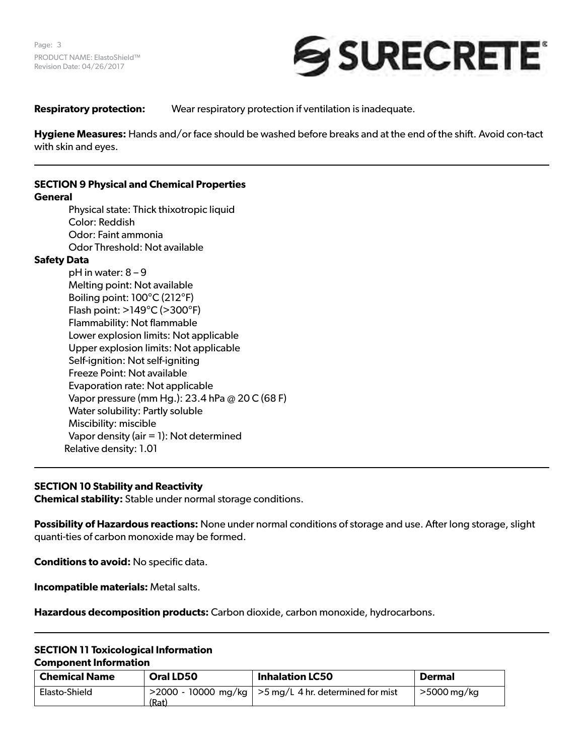**Respiratory protection:** Wear respiratory protection if ventilation is inadequate.

**Hygiene Measures:** Hands and/or face should be washed before breaks and at the end of the shift. Avoid con-tact with skin and eyes.

---

## SECTION 9 Physical and Chemical Properties

**General**

- Physical state: Thick thixotropic liquid
- Color: Reddish
- Odor: Faint ammonia
- Odor Threshold: Not available

**Safety Data**

- pH in water: 8 – 9
- Melting point: Not available
- Boiling point: 100°C (212°F)
- Flash point: >149°C (>300°F)
- Flammability: Not flammable
- Lower explosion limits: Not applicable
- Upper explosion limits: Not applicable
- Self-ignition: Not self-igniting
- Freeze Point: Not available
- Evaporation rate: Not applicable
- Vapor pressure (mm Hg.): 23.4 hPa @ 20 C (68 F)
- Water solubility: Partly soluble
- Miscibility: miscible
- Vapor density (air = 1): Not determined
- Relative density: 1.01

---

## SECTION 10 Stability and Reactivity

**Chemical stability:** Stable under normal storage conditions.

**Possibility of Hazardous reactions:** None under normal conditions of storage and use. After long storage, slight quanti-ties of carbon monoxide may be formed.

**Conditions to avoid:** No specific data.

**Incompatible materials:** Metal salts.

**Hazardous decomposition products:** Carbon dioxide, carbon monoxide, hydrocarbons.

---

## SECTION 11 Toxicological Information

**Component Information**

| Chemical Name | Oral LD50 | Inhalation LC50 | Dermal |
| --- | --- | --- | --- |
| Elasto-Shield | >2000 - 10000 mg/kg (Rat) | >5 mg/L 4 hr. determined for mist | >5000 mg/kg |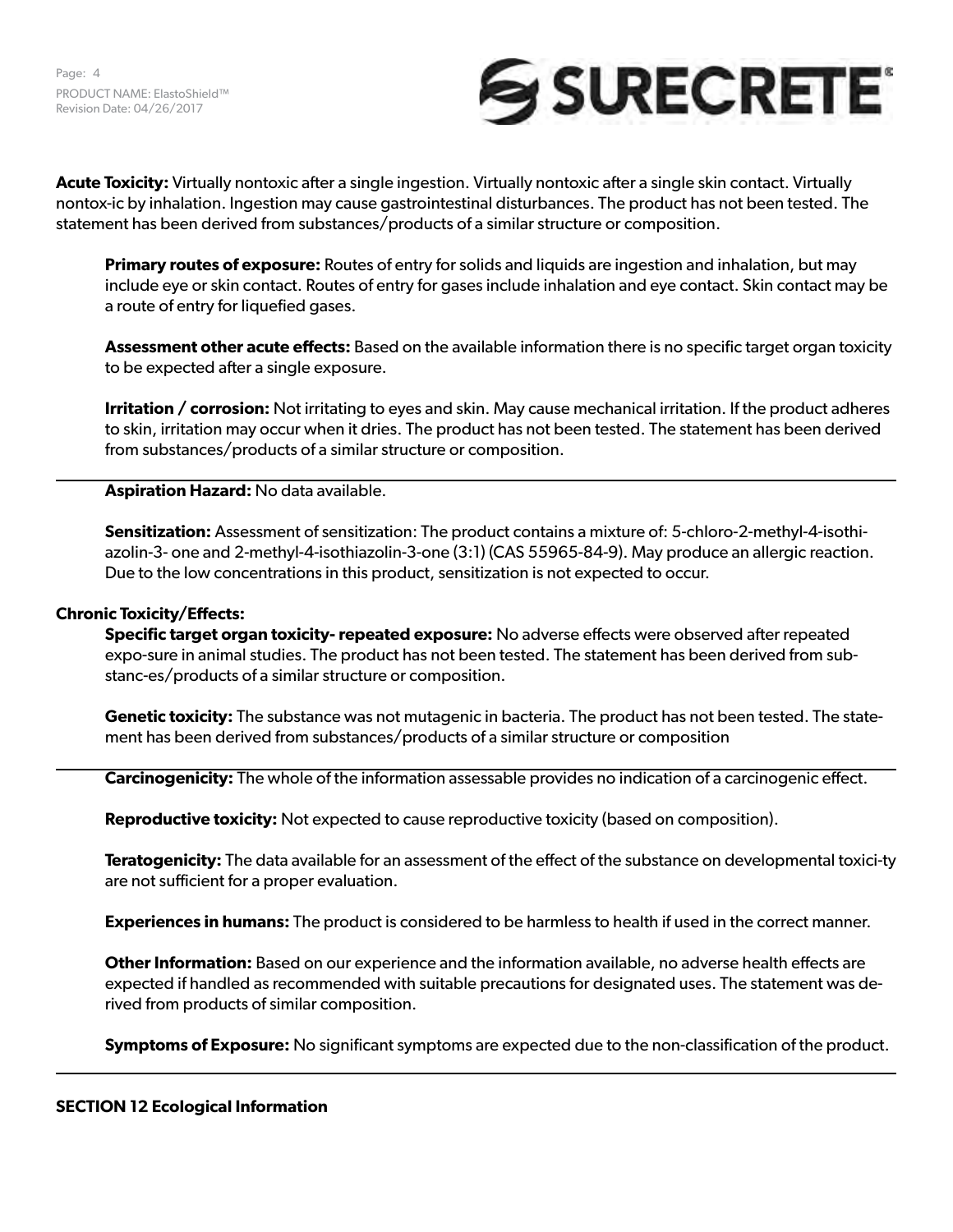**Acute Toxicity:** Virtually nontoxic after a single ingestion. Virtually nontoxic after a single skin contact. Virtually nontox-ic by inhalation. Ingestion may cause gastrointestinal disturbances. The product has not been tested. The statement has been derived from substances/products of a similar structure or composition.

**Primary routes of exposure:** Routes of entry for solids and liquids are ingestion and inhalation, but may include eye or skin contact. Routes of entry for gases include inhalation and eye contact. Skin contact may be a route of entry for liquefied gases.

**Assessment other acute effects:** Based on the available information there is no specific target organ toxicity to be expected after a single exposure.

**Irritation / corrosion:** Not irritating to eyes and skin. May cause mechanical irritation. If the product adheres to skin, irritation may occur when it dries. The product has not been tested. The statement has been derived from substances/products of a similar structure or composition.

---

**Aspiration Hazard:** No data available.

**Sensitization:** Assessment of sensitization: The product contains a mixture of: 5-chloro-2-methyl-4-isothiazolin-3- one and 2-methyl-4-isothiazolin-3-one (3:1) (CAS 55965-84-9). May produce an allergic reaction. Due to the low concentrations in this product, sensitization is not expected to occur.

**Chronic Toxicity/Effects:**

**Specific target organ toxicity- repeated exposure:** No adverse effects were observed after repeated expo-sure in animal studies. The product has not been tested. The statement has been derived from substanc-es/products of a similar structure or composition.

**Genetic toxicity:** The substance was not mutagenic in bacteria. The product has not been tested. The statement has been derived from substances/products of a similar structure or composition

---

**Carcinogenicity:** The whole of the information assessable provides no indication of a carcinogenic effect.

**Reproductive toxicity:** Not expected to cause reproductive toxicity (based on composition).

**Teratogenicity:** The data available for an assessment of the effect of the substance on developmental toxici-ty are not sufficient for a proper evaluation.

**Experiences in humans:** The product is considered to be harmless to health if used in the correct manner.

**Other Information:** Based on our experience and the information available, no adverse health effects are expected if handled as recommended with suitable precautions for designated uses. The statement was derived from products of similar composition.

**Symptoms of Exposure:** No significant symptoms are expected due to the non-classification of the product.

---

## SECTION 12 Ecological Information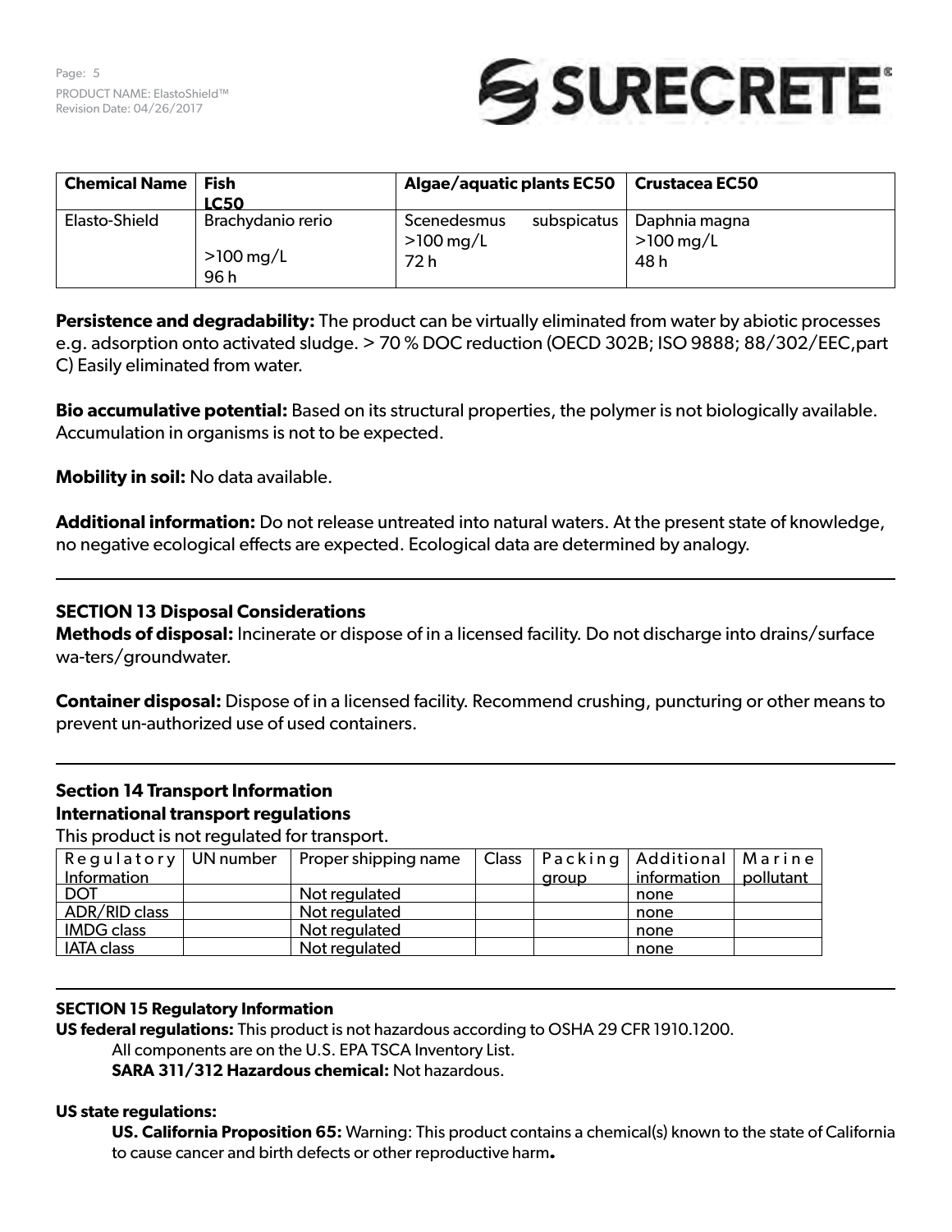| Chemical Name | Fish LC50 | Algae/aquatic plants EC50 | Crustacea EC50 |
|---|---|---|---|
| Elasto-Shield | Brachydanio rerio >100 mg/L 96 h | Scenedesmus subspicatus >100 mg/L 72 h | Daphnia magna >100 mg/L 48 h |

**Persistence and degradability:** The product can be virtually eliminated from water by abiotic processes e.g. adsorption onto activated sludge. > 70 % DOC reduction (OECD 302B; ISO 9888; 88/302/EEC,part C) Easily eliminated from water.

**Bio accumulative potential:** Based on its structural properties, the polymer is not biologically available. Accumulation in organisms is not to be expected.

**Mobility in soil:** No data available.

**Additional information:** Do not release untreated into natural waters. At the present state of knowledge, no negative ecological effects are expected. Ecological data are determined by analogy.

---

## SECTION 13 Disposal Considerations

**Methods of disposal:** Incinerate or dispose of in a licensed facility. Do not discharge into drains/surface wa-ters/groundwater.

**Container disposal:** Dispose of in a licensed facility. Recommend crushing, puncturing or other means to prevent un-authorized use of used containers.

---

## Section 14 Transport Information

### International transport regulations

This product is not regulated for transport.

| Regulatory Information | UN number | Proper shipping name | Class | Packing group | Additional information | Marine pollutant |
|---|---|---|---|---|---|---|
| DOT | | Not regulated | | | none | |
| ADR/RID class | | Not regulated | | | none | |
| IMDG class | | Not regulated | | | none | |
| IATA class | | Not regulated | | | none | |

---

## SECTION 15 Regulatory Information

**US federal regulations:** This product is not hazardous according to OSHA 29 CFR 1910.1200.

All components are on the U.S. EPA TSCA Inventory List.

**SARA 311/312 Hazardous chemical:** Not hazardous.

**US state regulations:**

**US. California Proposition 65:** Warning: This product contains a chemical(s) known to the state of California to cause cancer and birth defects or other reproductive harm**.**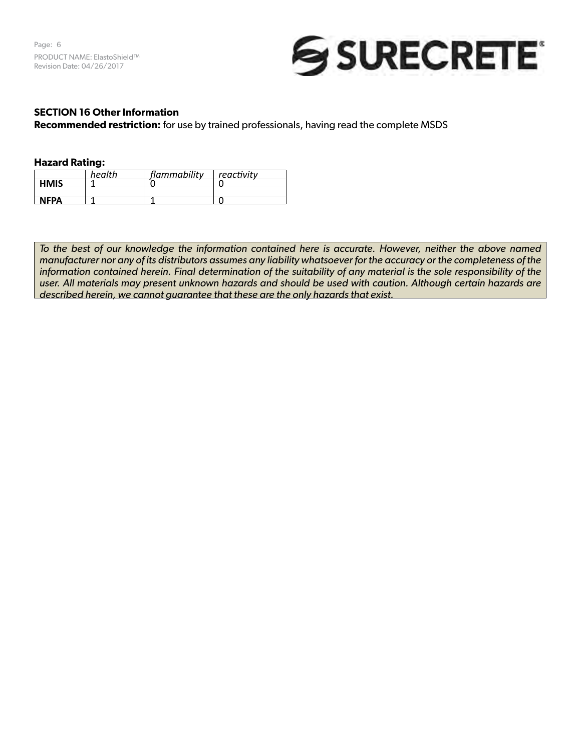## SECTION 16 Other Information

**Recommended restriction:** for use by trained professionals, having read the complete MSDS

**Hazard Rating:**

| | *health* | *flammability* | *reactivity* |
|---|---|---|---|
| **HMIS** | 1 | 0 | 0 |
| | | | |
| **NFPA** | 1 | 1 | 0 |

*To the best of our knowledge the information contained here is accurate. However, neither the above named manufacturer nor any of its distributors assumes any liability whatsoever for the accuracy or the completeness of the information contained herein. Final determination of the suitability of any material is the sole responsibility of the user. All materials may present unknown hazards and should be used with caution. Although certain hazards are described herein, we cannot guarantee that these are the only hazards that exist.*